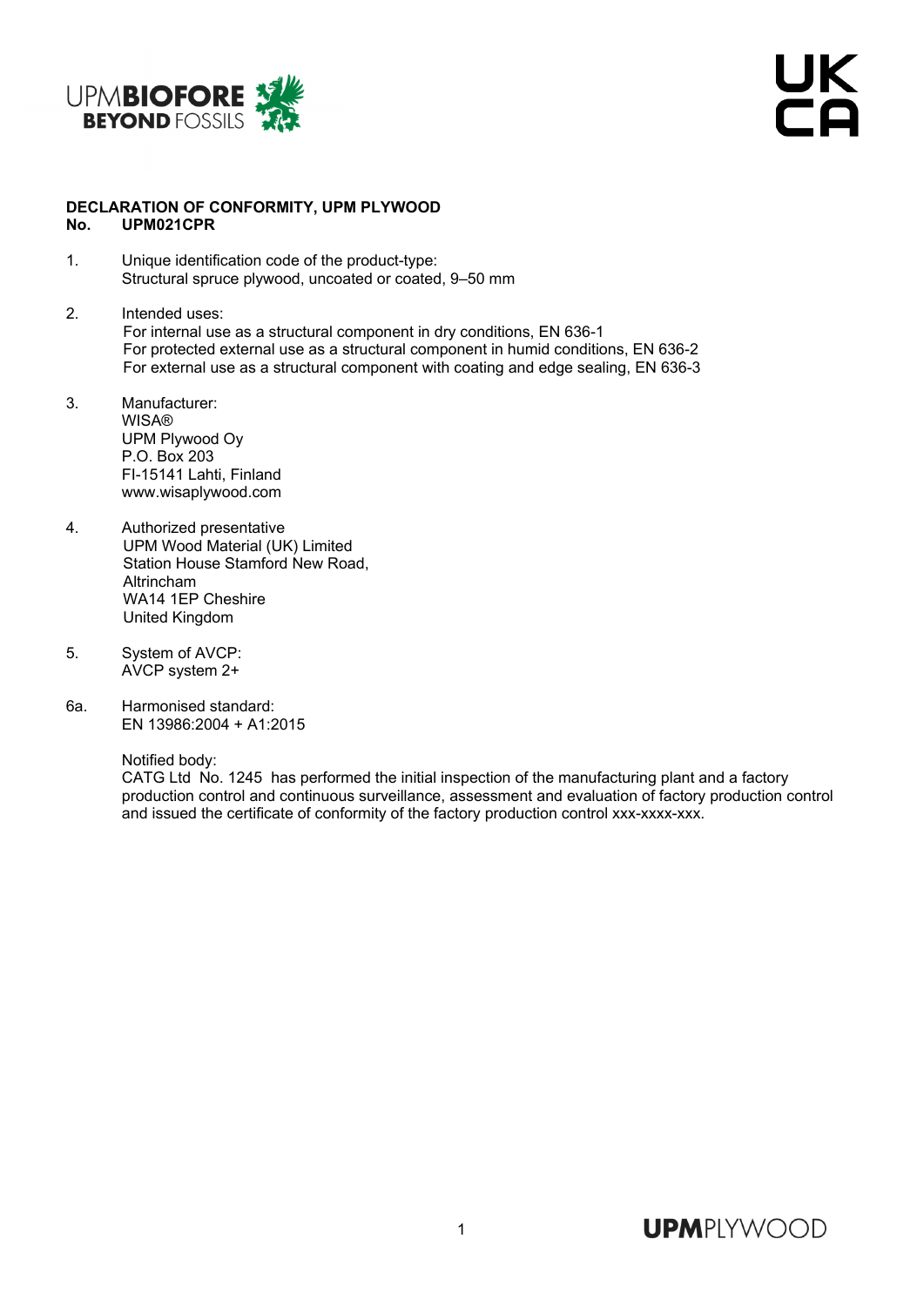# DECLARATION OF CONFORMITY, UPM PLYWOOD

**No. UPM021CPR**

1. Unique identification code of the product-type:
   Structural spruce plywood, uncoated or coated, 9–50 mm

2. Intended uses:
   For internal use as a structural component in dry conditions, EN 636-1
   For protected external use as a structural component in humid conditions, EN 636-2
   For external use as a structural component with coating and edge sealing, EN 636-3

3. Manufacturer:
   WISA®
   UPM Plywood Oy
   P.O. Box 203
   FI-15141 Lahti, Finland
   www.wisaplywood.com

4. Authorized presentative
   UPM Wood Material (UK) Limited
   Station House Stamford New Road,
   Altrincham
   WA14 1EP Cheshire
   United Kingdom

5. System of AVCP:
   AVCP system 2+

6a. Harmonised standard:
   EN 13986:2004 + A1:2015

   Notified body:
   CATG Ltd No. 1245 has performed the initial inspection of the manufacturing plant and a factory production control and continuous surveillance, assessment and evaluation of factory production control and issued the certificate of conformity of the factory production control xxx-xxxx-xxx.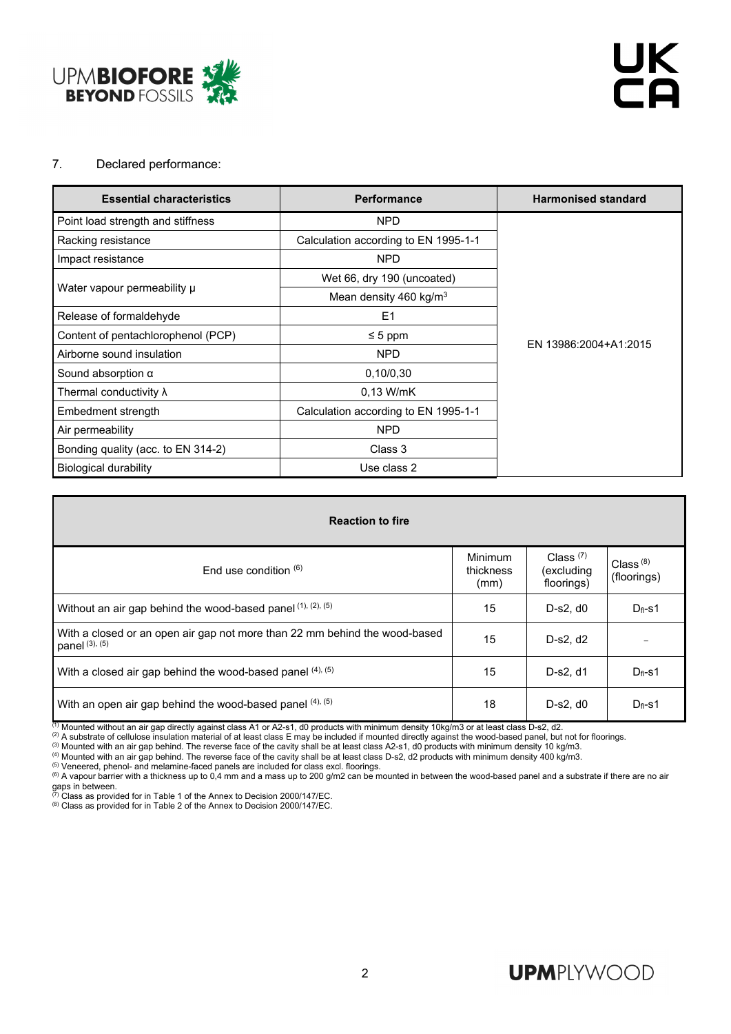7. Declared performance:

| Essential characteristics | Performance | Harmonised standard |
|---|---|---|
| Point load strength and stiffness | NPD | EN 13986:2004+A1:2015 |
| Racking resistance | Calculation according to EN 1995-1-1 | |
| Impact resistance | NPD | |
| Water vapour permeability μ | Wet 66, dry 190 (uncoated) | |
| | Mean density 460 kg/m³ | |
| Release of formaldehyde | E1 | |
| Content of pentachlorophenol (PCP) | ≤ 5 ppm | |
| Airborne sound insulation | NPD | |
| Sound absorption α | 0,10/0,30 | |
| Thermal conductivity λ | 0,13 W/mK | |
| Embedment strength | Calculation according to EN 1995-1-1 | |
| Air permeability | NPD | |
| Bonding quality (acc. to EN 314-2) | Class 3 | |
| Biological durability | Use class 2 | |

| Reaction to fire | | | |
|---|---|---|---|
| End use condition [6] | Minimum thickness (mm) | Class [7] (excluding floorings) | Class [8] (floorings) |
| Without an air gap behind the wood-based panel [1], [2], [5] | 15 | D-s2, d0 | $D_{fl}$-s1 |
| With a closed or an open air gap not more than 22 mm behind the wood-based panel [3], [5] | 15 | D-s2, d2 | – |
| With a closed air gap behind the wood-based panel [4], [5] | 15 | D-s2, d1 | $D_{fl}$-s1 |
| With an open air gap behind the wood-based panel [4], [5] | 18 | D-s2, d0 | $D_{fl}$-s1 |

[1] Mounted without an air gap directly against class A1 or A2-s1, d0 products with minimum density 10kg/m3 or at least class D-s2, d2.
[2] A substrate of cellulose insulation material of at least class E may be included if mounted directly against the wood-based panel, but not for floorings.
[3] Mounted with an air gap behind. The reverse face of the cavity shall be at least class A2-s1, d0 products with minimum density 10 kg/m3.
[4] Mounted with an air gap behind. The reverse face of the cavity shall be at least class D-s2, d2 products with minimum density 400 kg/m3.
[5] Veneered, phenol- and melamine-faced panels are included for class excl. floorings.
[6] A vapour barrier with a thickness up to 0,4 mm and a mass up to 200 g/m2 can be mounted in between the wood-based panel and a substrate if there are no air gaps in between.
[7] Class as provided for in Table 1 of the Annex to Decision 2000/147/EC.
[8] Class as provided for in Table 2 of the Annex to Decision 2000/147/EC.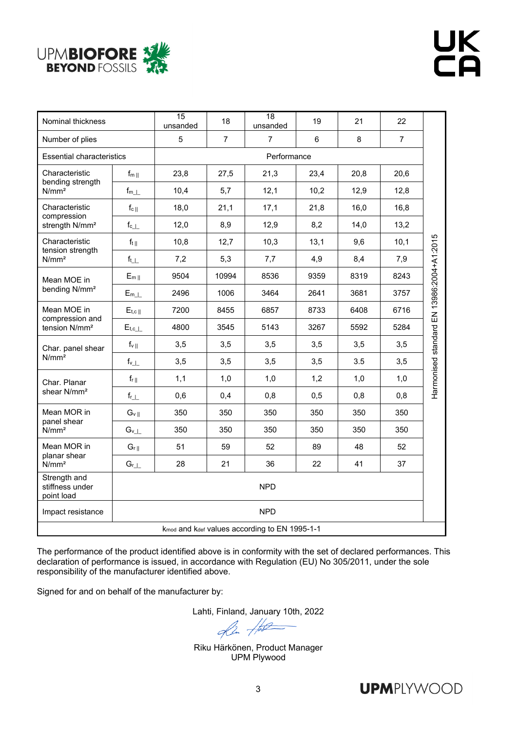| Nominal thickness | | 15 unsanded | 18 | 18 unsanded | 19 | 21 | 22 | |
|---|---|---|---|---|---|---|---|---|
| Number of plies | | 5 | 7 | 7 | 6 | 8 | 7 | |
| Essential characteristics | | Performance | | | | | | Harmonised standard EN 13986:2004+A1:2015 |
| Characteristic bending strength N/mm² | $f_{m\,\parallel}$ | 23,8 | 27,5 | 21,3 | 23,4 | 20,8 | 20,6 | |
| | $f_{m\_\perp}$ | 10,4 | 5,7 | 12,1 | 10,2 | 12,9 | 12,8 | |
| Characteristic compression strength N/mm² | $f_{c\,\parallel}$ | 18,0 | 21,1 | 17,1 | 21,8 | 16,0 | 16,8 | |
| | $f_{c\_\perp}$ | 12,0 | 8,9 | 12,9 | 8,2 | 14,0 | 13,2 | |
| Characteristic tension strength N/mm² | $f_{t\,\parallel}$ | 10,8 | 12,7 | 10,3 | 13,1 | 9,6 | 10,1 | |
| | $f_{t\_\perp}$ | 7,2 | 5,3 | 7,7 | 4,9 | 8,4 | 7,9 | |
| Mean MOE in bending N/mm² | $E_{m\,\parallel}$ | 9504 | 10994 | 8536 | 9359 | 8319 | 8243 | |
| | $E_{m\_\perp}$ | 2496 | 1006 | 3464 | 2641 | 3681 | 3757 | |
| Mean MOE in compression and tension N/mm² | $E_{t,c\,\parallel}$ | 7200 | 8455 | 6857 | 8733 | 6408 | 6716 | |
| | $E_{t,c\_\perp}$ | 4800 | 3545 | 5143 | 3267 | 5592 | 5284 | |
| Char. panel shear N/mm² | $f_{v\,\parallel}$ | 3,5 | 3,5 | 3,5 | 3,5 | 3,5 | 3,5 | |
| | $f_{v\_\perp}$ | 3,5 | 3,5 | 3,5 | 3,5 | 3.5 | 3,5 | |
| Char. Planar shear N/mm² | $f_{r\,\parallel}$ | 1,1 | 1,0 | 1,0 | 1,2 | 1,0 | 1,0 | |
| | $f_{r\_\perp}$ | 0,6 | 0,4 | 0,8 | 0,5 | 0,8 | 0,8 | |
| Mean MOR in panel shear N/mm² | $G_{v\,\parallel}$ | 350 | 350 | 350 | 350 | 350 | 350 | |
| | $G_{v\_\perp}$ | 350 | 350 | 350 | 350 | 350 | 350 | |
| Mean MOR in planar shear N/mm² | $G_{r\,\parallel}$ | 51 | 59 | 52 | 89 | 48 | 52 | |
| | $G_{r\_\perp}$ | 28 | 21 | 36 | 22 | 41 | 37 | |
| Strength and stiffness under point load | NPD | | | | | | | |
| Impact resistance | NPD | | | | | | | |
| $k_{mod}$ and $k_{def}$ values according to EN 1995-1-1 | | | | | | | | |

The performance of the product identified above is in conformity with the set of declared performances. This declaration of performance is issued, in accordance with Regulation (EU) No 305/2011, under the sole responsibility of the manufacturer identified above.

Signed for and on behalf of the manufacturer by:

Lahti, Finland, January 10th, 2022

Riku Härkönen, Product Manager
UPM Plywood